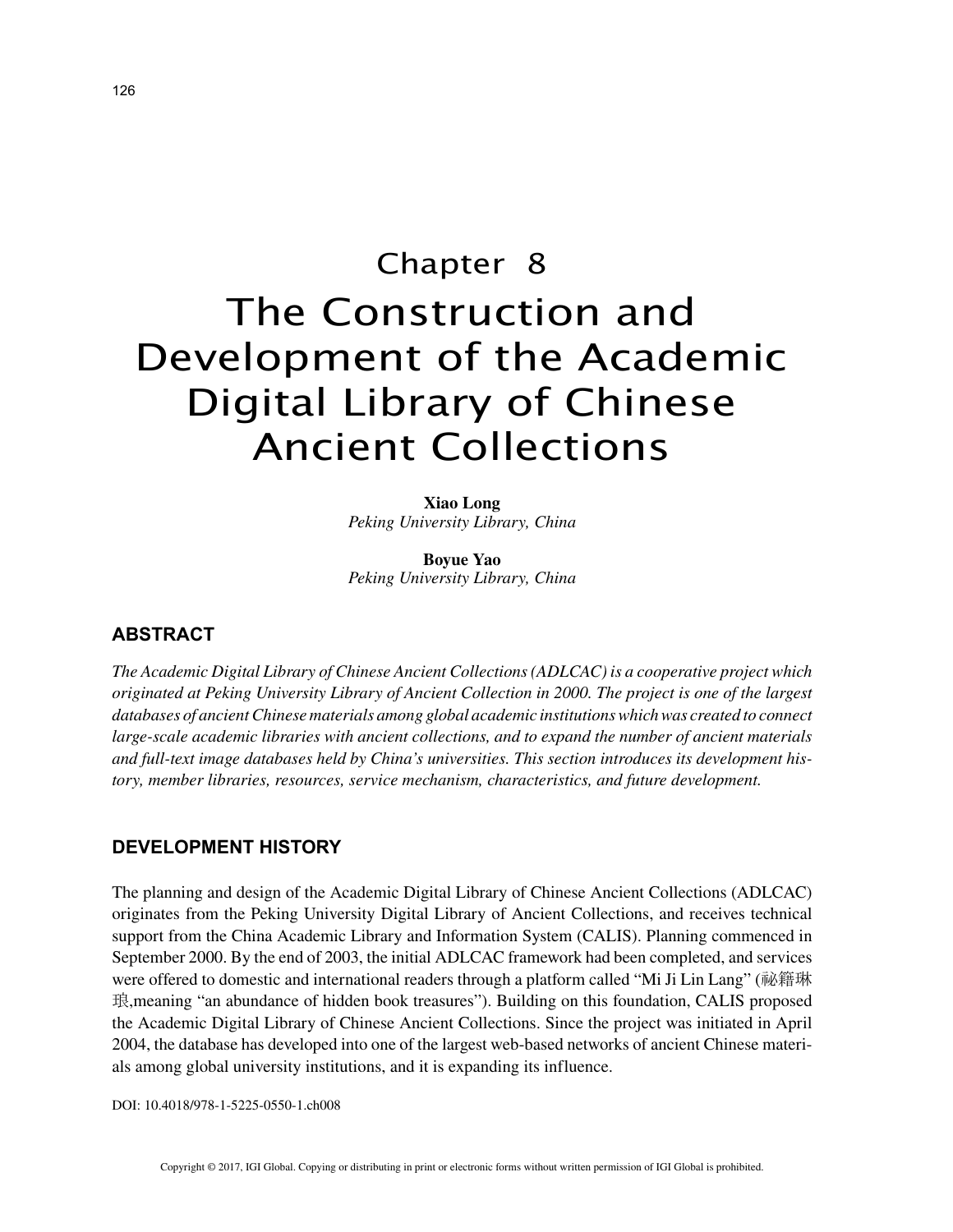# Chapter 8
# The Construction and Development of the Academic Digital Library of Chinese Ancient Collections

**Xiao Long**
*Peking University Library, China*

**Boyue Yao**
*Peking University Library, China*

## ABSTRACT

*The Academic Digital Library of Chinese Ancient Collections (ADLCAC) is a cooperative project which originated at Peking University Library of Ancient Collection in 2000. The project is one of the largest databases of ancient Chinese materials among global academic institutions which was created to connect large-scale academic libraries with ancient collections, and to expand the number of ancient materials and full-text image databases held by China's universities. This section introduces its development history, member libraries, resources, service mechanism, characteristics, and future development.*

## DEVELOPMENT HISTORY

The planning and design of the Academic Digital Library of Chinese Ancient Collections (ADLCAC) originates from the Peking University Digital Library of Ancient Collections, and receives technical support from the China Academic Library and Information System (CALIS). Planning commenced in September 2000. By the end of 2003, the initial ADLCAC framework had been completed, and services were offered to domestic and international readers through a platform called "Mi Ji Lin Lang" (祕籍琳琅,meaning "an abundance of hidden book treasures"). Building on this foundation, CALIS proposed the Academic Digital Library of Chinese Ancient Collections. Since the project was initiated in April 2004, the database has developed into one of the largest web-based networks of ancient Chinese materials among global university institutions, and it is expanding its influence.

DOI: 10.4018/978-1-5225-0550-1.ch008

Copyright © 2017, IGI Global. Copying or distributing in print or electronic forms without written permission of IGI Global is prohibited.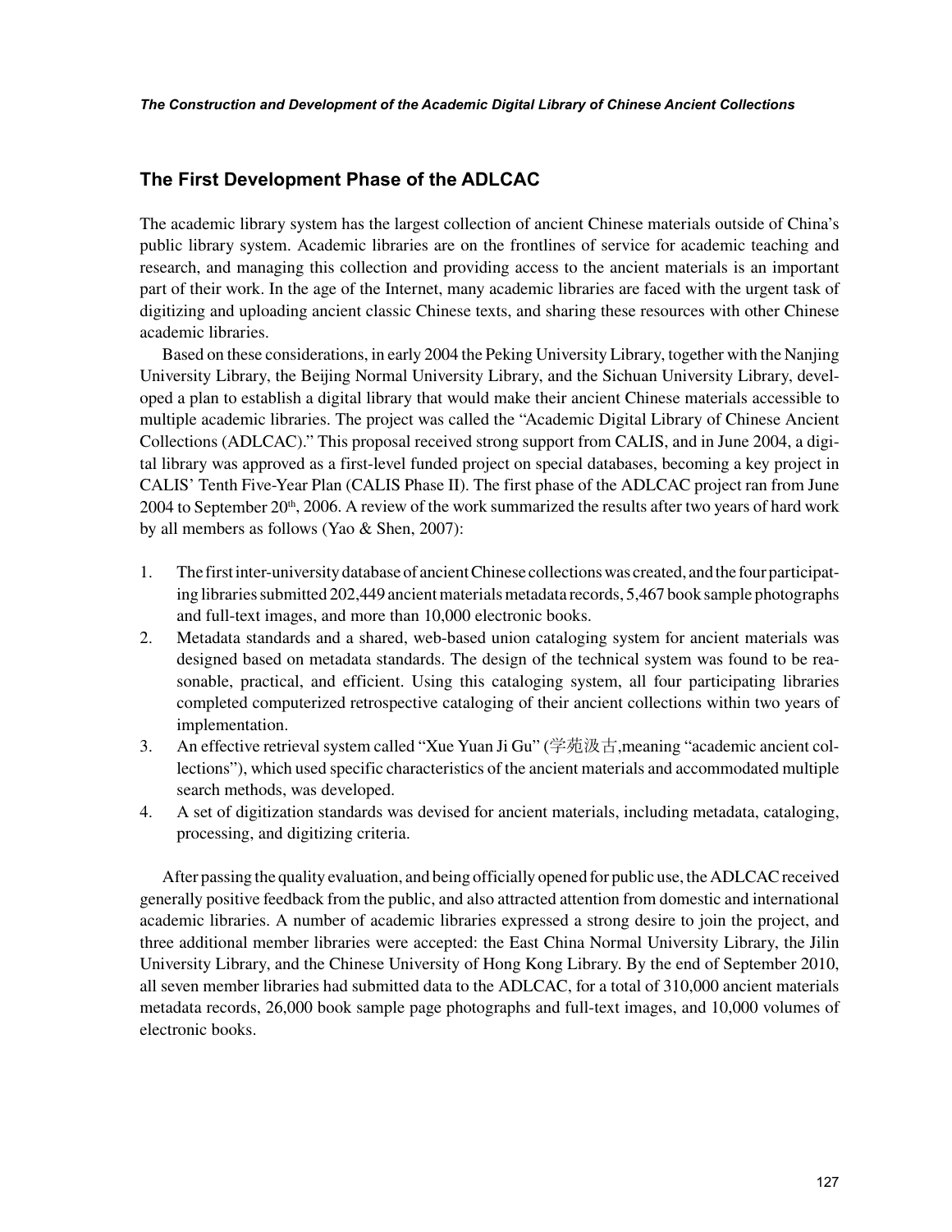## The First Development Phase of the ADLCAC

The academic library system has the largest collection of ancient Chinese materials outside of China's public library system. Academic libraries are on the frontlines of service for academic teaching and research, and managing this collection and providing access to the ancient materials is an important part of their work. In the age of the Internet, many academic libraries are faced with the urgent task of digitizing and uploading ancient classic Chinese texts, and sharing these resources with other Chinese academic libraries.

Based on these considerations, in early 2004 the Peking University Library, together with the Nanjing University Library, the Beijing Normal University Library, and the Sichuan University Library, developed a plan to establish a digital library that would make their ancient Chinese materials accessible to multiple academic libraries. The project was called the "Academic Digital Library of Chinese Ancient Collections (ADLCAC)." This proposal received strong support from CALIS, and in June 2004, a digital library was approved as a first-level funded project on special databases, becoming a key project in CALIS' Tenth Five-Year Plan (CALIS Phase II). The first phase of the ADLCAC project ran from June 2004 to September 20th, 2006. A review of the work summarized the results after two years of hard work by all members as follows (Yao & Shen, 2007):

1. The first inter-university database of ancient Chinese collections was created, and the four participating libraries submitted 202,449 ancient materials metadata records, 5,467 book sample photographs and full-text images, and more than 10,000 electronic books.
2. Metadata standards and a shared, web-based union cataloging system for ancient materials was designed based on metadata standards. The design of the technical system was found to be reasonable, practical, and efficient. Using this cataloging system, all four participating libraries completed computerized retrospective cataloging of their ancient collections within two years of implementation.
3. An effective retrieval system called "Xue Yuan Ji Gu" (学苑汲古,meaning "academic ancient collections"), which used specific characteristics of the ancient materials and accommodated multiple search methods, was developed.
4. A set of digitization standards was devised for ancient materials, including metadata, cataloging, processing, and digitizing criteria.

After passing the quality evaluation, and being officially opened for public use, the ADLCAC received generally positive feedback from the public, and also attracted attention from domestic and international academic libraries. A number of academic libraries expressed a strong desire to join the project, and three additional member libraries were accepted: the East China Normal University Library, the Jilin University Library, and the Chinese University of Hong Kong Library. By the end of September 2010, all seven member libraries had submitted data to the ADLCAC, for a total of 310,000 ancient materials metadata records, 26,000 book sample page photographs and full-text images, and 10,000 volumes of electronic books.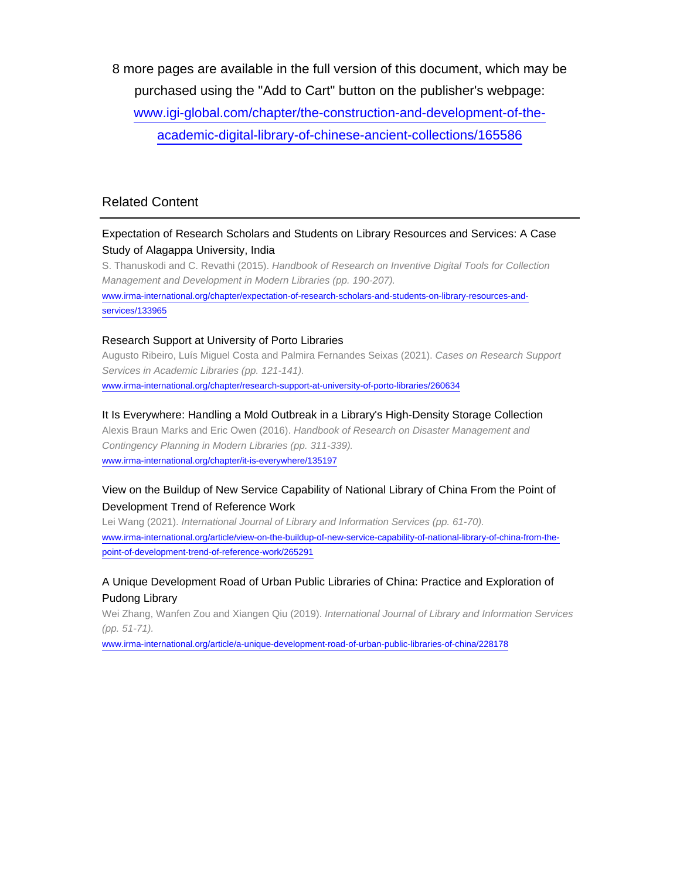8 more pages are available in the full version of this document, which may be purchased using the "Add to Cart" button on the publisher's webpage: www.igi-global.com/chapter/the-construction-and-development-of-the-academic-digital-library-of-chinese-ancient-collections/165586

## Related Content

Expectation of Research Scholars and Students on Library Resources and Services: A Case Study of Alagappa University, India

S. Thanuskodi and C. Revathi (2015). *Handbook of Research on Inventive Digital Tools for Collection Management and Development in Modern Libraries (pp. 190-207).*

www.irma-international.org/chapter/expectation-of-research-scholars-and-students-on-library-resources-and-services/133965

Research Support at University of Porto Libraries

Augusto Ribeiro, Luís Miguel Costa and Palmira Fernandes Seixas (2021). *Cases on Research Support Services in Academic Libraries (pp. 121-141).*

www.irma-international.org/chapter/research-support-at-university-of-porto-libraries/260634

It Is Everywhere: Handling a Mold Outbreak in a Library's High-Density Storage Collection

Alexis Braun Marks and Eric Owen (2016). *Handbook of Research on Disaster Management and Contingency Planning in Modern Libraries (pp. 311-339).*

www.irma-international.org/chapter/it-is-everywhere/135197

View on the Buildup of New Service Capability of National Library of China From the Point of Development Trend of Reference Work

Lei Wang (2021). *International Journal of Library and Information Services (pp. 61-70).*

www.irma-international.org/article/view-on-the-buildup-of-new-service-capability-of-national-library-of-china-from-the-point-of-development-trend-of-reference-work/265291

A Unique Development Road of Urban Public Libraries of China: Practice and Exploration of Pudong Library

Wei Zhang, Wanfen Zou and Xiangen Qiu (2019). *International Journal of Library and Information Services (pp. 51-71).*

www.irma-international.org/article/a-unique-development-road-of-urban-public-libraries-of-china/228178